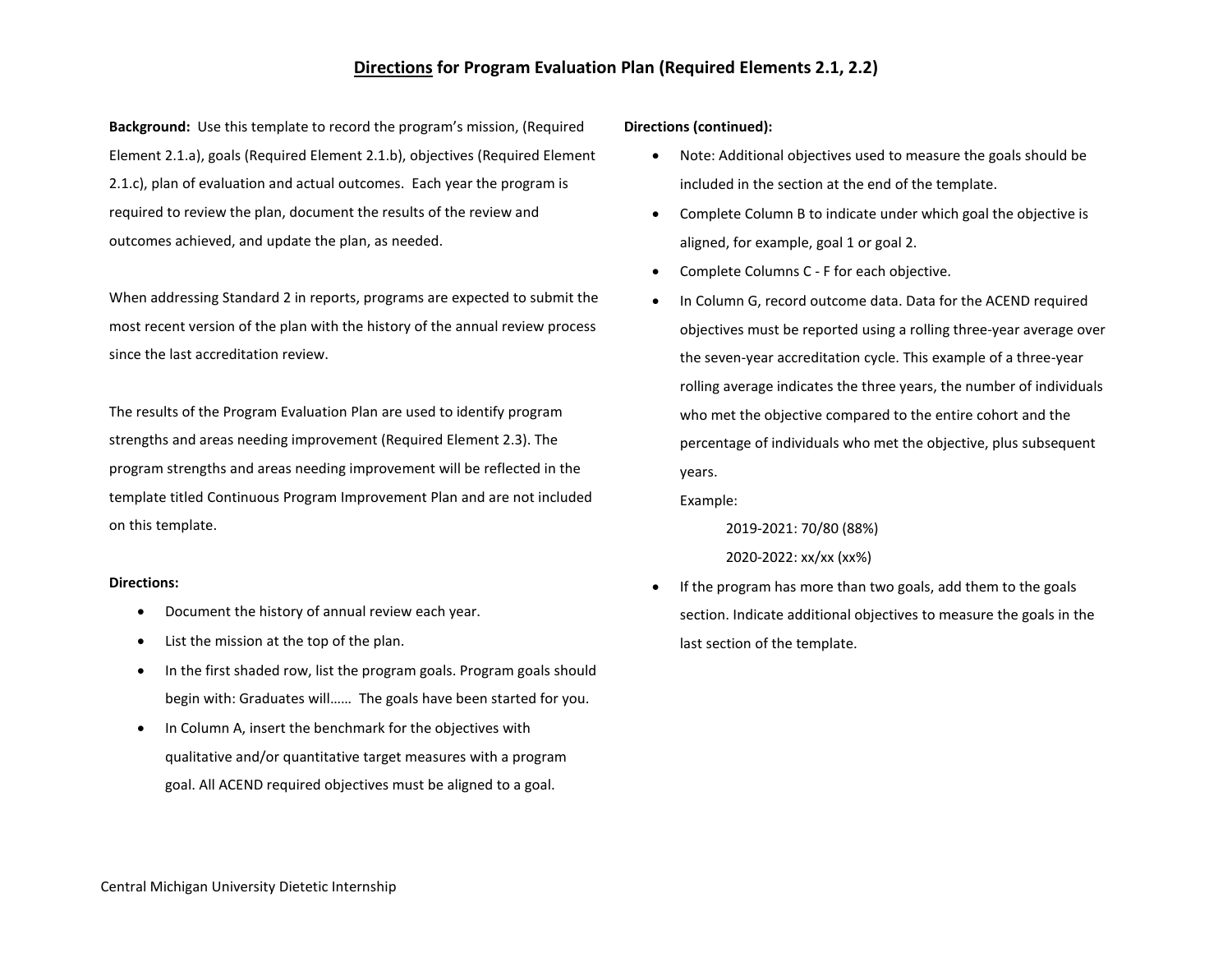# Directions for Program Evaluation Plan (Required Elements 2.1, 2.2)

**Background:** Use this template to record the program's mission, (Required Element 2.1.a), goals (Required Element 2.1.b), objectives (Required Element 2.1.c), plan of evaluation and actual outcomes. Each year the program is required to review the plan, document the results of the review and outcomes achieved, and update the plan, as needed.

When addressing Standard 2 in reports, programs are expected to submit the most recent version of the plan with the history of the annual review process since the last accreditation review.

The results of the Program Evaluation Plan are used to identify program strengths and areas needing improvement (Required Element 2.3). The program strengths and areas needing improvement will be reflected in the template titled Continuous Program Improvement Plan and are not included on this template.

**Directions:**

- Document the history of annual review each year.
- List the mission at the top of the plan.
- In the first shaded row, list the program goals. Program goals should begin with: Graduates will…… The goals have been started for you.
- In Column A, insert the benchmark for the objectives with qualitative and/or quantitative target measures with a program goal. All ACEND required objectives must be aligned to a goal.

**Directions (continued):**

- Note: Additional objectives used to measure the goals should be included in the section at the end of the template.
- Complete Column B to indicate under which goal the objective is aligned, for example, goal 1 or goal 2.
- Complete Columns C - F for each objective.
- In Column G, record outcome data. Data for the ACEND required objectives must be reported using a rolling three-year average over the seven-year accreditation cycle. This example of a three-year rolling average indicates the three years, the number of individuals who met the objective compared to the entire cohort and the percentage of individuals who met the objective, plus subsequent years.

  Example:

  2019-2021: 70/80 (88%)

  2020-2022: xx/xx (xx%)
- If the program has more than two goals, add them to the goals section. Indicate additional objectives to measure the goals in the last section of the template.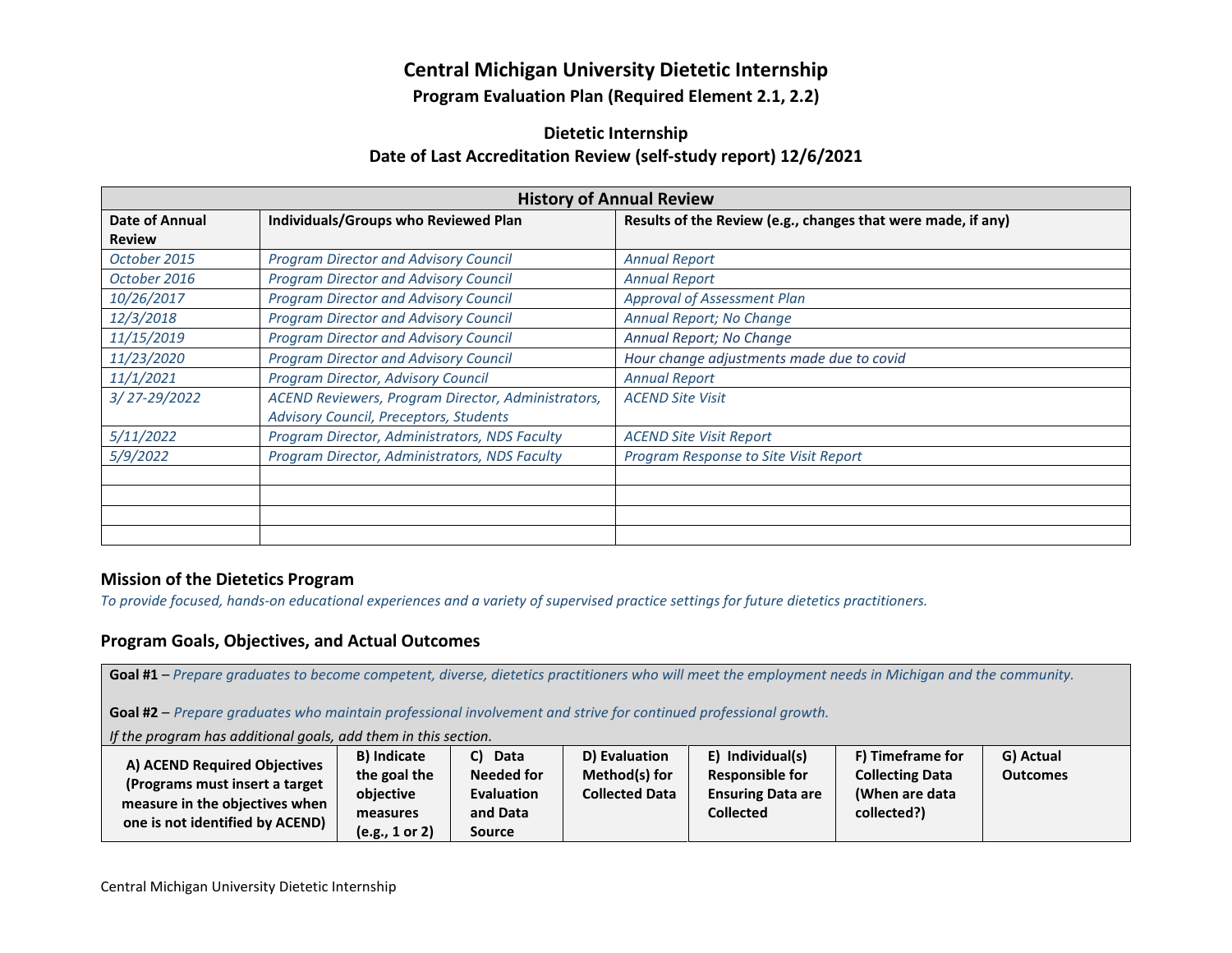# Central Michigan University Dietetic Internship

**Program Evaluation Plan (Required Element 2.1, 2.2)**

## Dietetic Internship

**Date of Last Accreditation Review (self-study report) 12/6/2021**

| History of Annual Review | | |
|---|---|---|
| **Date of Annual Review** | **Individuals/Groups who Reviewed Plan** | **Results of the Review (e.g., changes that were made, if any)** |
| *October 2015* | *Program Director and Advisory Council* | *Annual Report* |
| *October 2016* | *Program Director and Advisory Council* | *Annual Report* |
| *10/26/2017* | *Program Director and Advisory Council* | *Approval of Assessment Plan* |
| *12/3/2018* | *Program Director and Advisory Council* | *Annual Report; No Change* |
| *11/15/2019* | *Program Director and Advisory Council* | *Annual Report; No Change* |
| *11/23/2020* | *Program Director and Advisory Council* | *Hour change adjustments made due to covid* |
| *11/1/2021* | *Program Director, Advisory Council* | *Annual Report* |
| *3/ 27-29/2022* | *ACEND Reviewers, Program Director, Administrators, Advisory Council, Preceptors, Students* | *ACEND Site Visit* |
| *5/11/2022* | *Program Director, Administrators, NDS Faculty* | *ACEND Site Visit Report* |
| *5/9/2022* | *Program Director, Administrators, NDS Faculty* | *Program Response to Site Visit Report* |
| | | |
| | | |
| | | |
| | | |

## Mission of the Dietetics Program

*To provide focused, hands-on educational experiences and a variety of supervised practice settings for future dietetics practitioners.*

## Program Goals, Objectives, and Actual Outcomes

**Goal #1** – *Prepare graduates to become competent, diverse, dietetics practitioners who will meet the employment needs in Michigan and the community.*

**Goal #2** – *Prepare graduates who maintain professional involvement and strive for continued professional growth.*

*If the program has additional goals, add them in this section.*

| A) ACEND Required Objectives (Programs must insert a target measure in the objectives when one is not identified by ACEND) | B) Indicate the goal the objective measures (e.g., 1 or 2) | C) Data Needed for Evaluation and Data Source | D) Evaluation Method(s) for Collected Data | E) Individual(s) Responsible for Ensuring Data are Collected | F) Timeframe for Collecting Data (When are data collected?) | G) Actual Outcomes |
|---|---|---|---|---|---|---|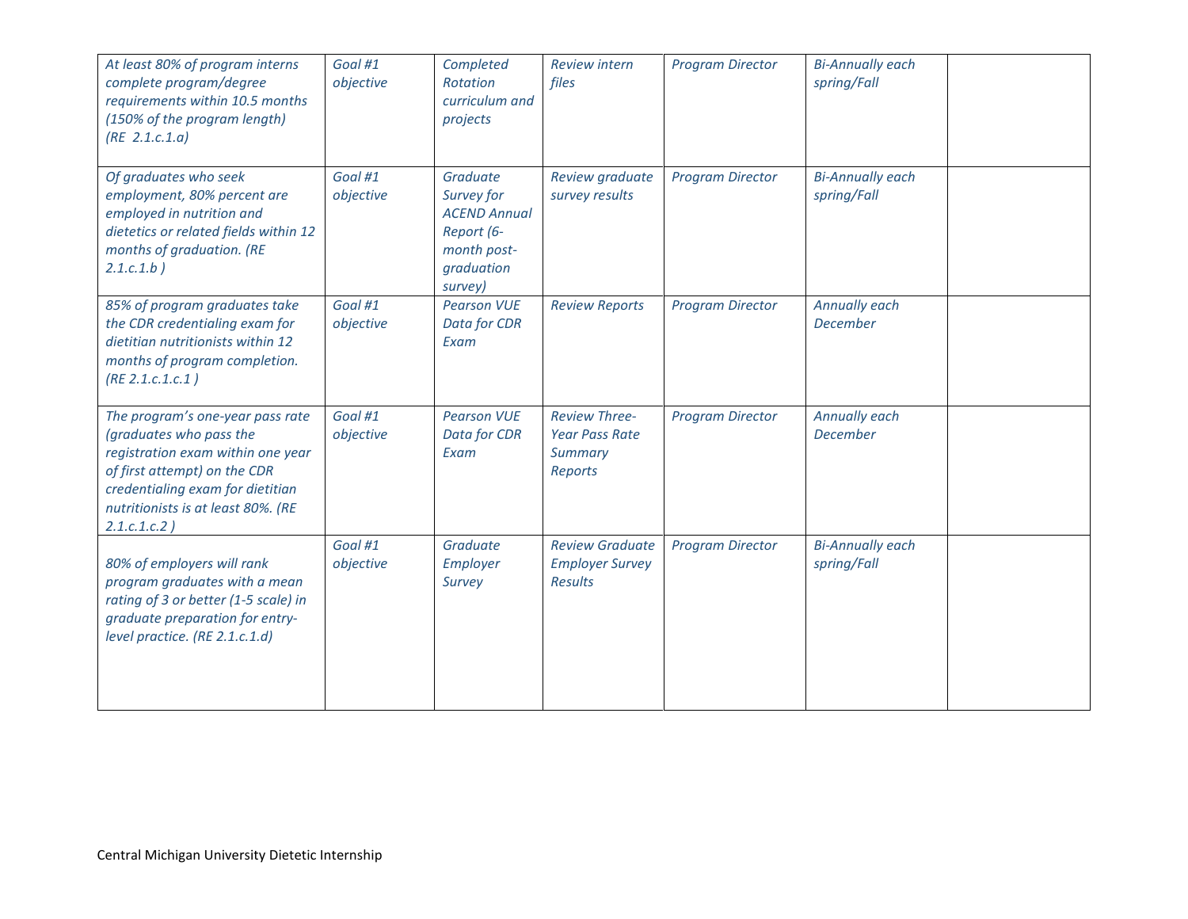| | | | | | | |
|---|---|---|---|---|---|---|
| *At least 80% of program interns complete program/degree requirements within 10.5 months (150% of the program length) (RE 2.1.c.1.a)* | *Goal #1 objective* | *Completed Rotation curriculum and projects* | *Review intern files* | *Program Director* | *Bi-Annually each spring/Fall* | |
| *Of graduates who seek employment, 80% percent are employed in nutrition and dietetics or related fields within 12 months of graduation. (RE 2.1.c.1.b )* | *Goal #1 objective* | *Graduate Survey for ACEND Annual Report (6-month post-graduation survey)* | *Review graduate survey results* | *Program Director* | *Bi-Annually each spring/Fall* | |
| *85% of program graduates take the CDR credentialing exam for dietitian nutritionists within 12 months of program completion. (RE 2.1.c.1.c.1 )* | *Goal #1 objective* | *Pearson VUE Data for CDR Exam* | *Review Reports* | *Program Director* | *Annually each December* | |
| *The program's one-year pass rate (graduates who pass the registration exam within one year of first attempt) on the CDR credentialing exam for dietitian nutritionists is at least 80%. (RE 2.1.c.1.c.2 )* | *Goal #1 objective* | *Pearson VUE Data for CDR Exam* | *Review Three-Year Pass Rate Summary Reports* | *Program Director* | *Annually each December* | |
| *80% of employers will rank program graduates with a mean rating of 3 or better (1-5 scale) in graduate preparation for entry-level practice. (RE 2.1.c.1.d)* | *Goal #1 objective* | *Graduate Employer Survey* | *Review Graduate Employer Survey Results* | *Program Director* | *Bi-Annually each spring/Fall* | |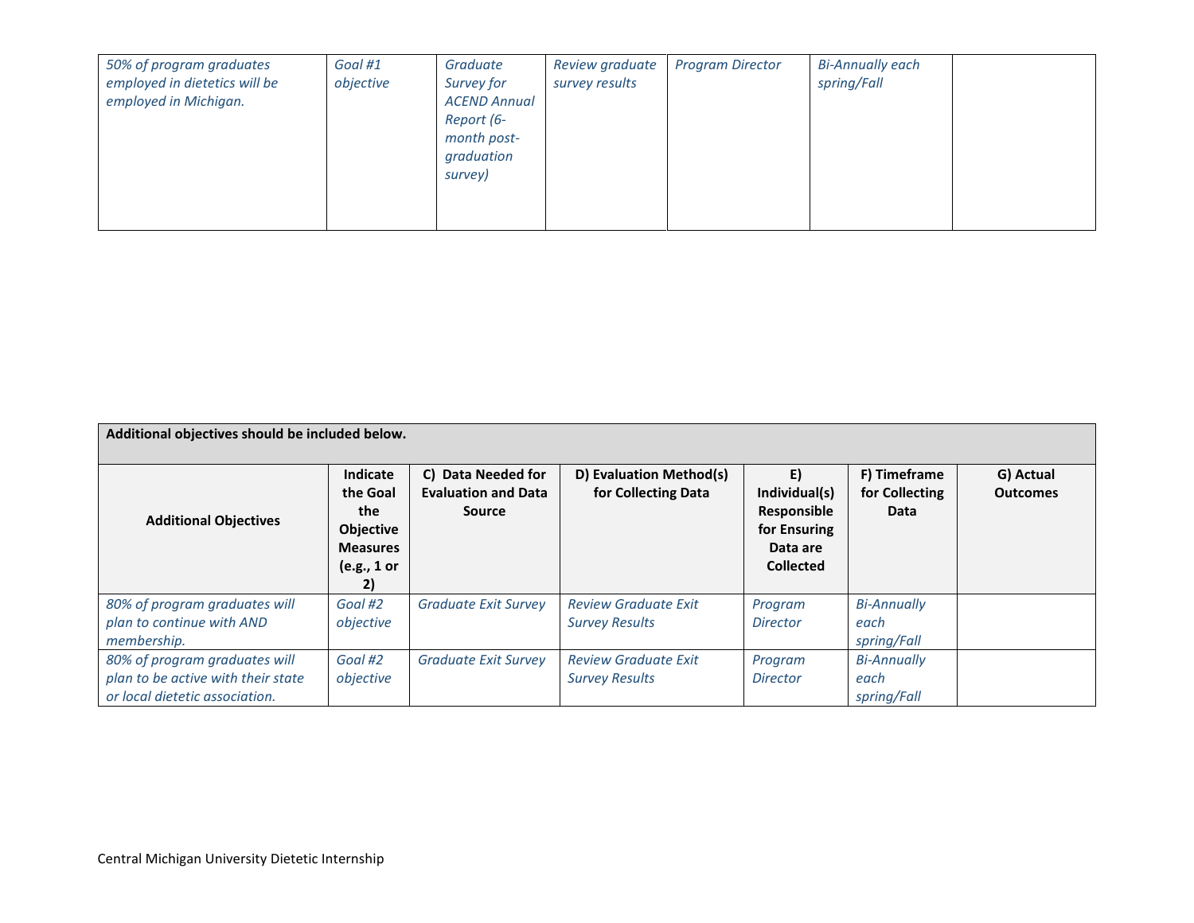| | | | | | | |
|---|---|---|---|---|---|---|
| *50% of program graduates employed in dietetics will be employed in Michigan.* | *Goal #1 objective* | *Graduate Survey for ACEND Annual Report (6-month post-graduation survey)* | *Review graduate survey results* | *Program Director* | *Bi-Annually each spring/Fall* | |

| **Additional objectives should be included below.** | | | | | | |
|---|---|---|---|---|---|---|
| **Additional Objectives** | **Indicate the Goal the Objective Measures (e.g., 1 or 2)** | **C) Data Needed for Evaluation and Data Source** | **D) Evaluation Method(s) for Collecting Data** | **E) Individual(s) Responsible for Ensuring Data are Collected** | **F) Timeframe for Collecting Data** | **G) Actual Outcomes** |
| *80% of program graduates will plan to continue with AND membership.* | *Goal #2 objective* | *Graduate Exit Survey* | *Review Graduate Exit Survey Results* | *Program Director* | *Bi-Annually each spring/Fall* | |
| *80% of program graduates will plan to be active with their state or local dietetic association.* | *Goal #2 objective* | *Graduate Exit Survey* | *Review Graduate Exit Survey Results* | *Program Director* | *Bi-Annually each spring/Fall* | |

Central Michigan University Dietetic Internship